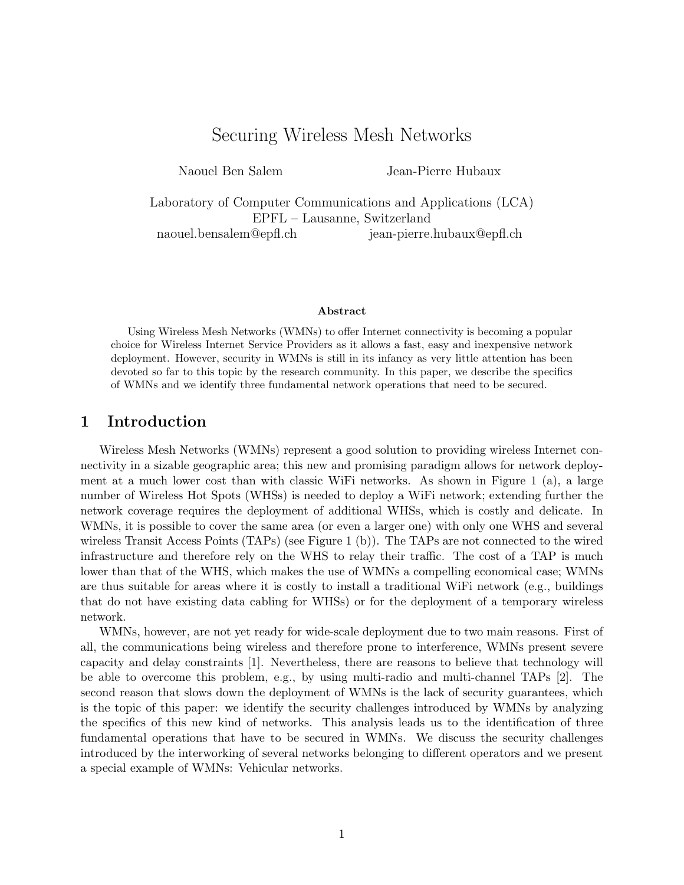# Securing Wireless Mesh Networks

Naouel Ben Salem    Jean-Pierre Hubaux

Laboratory of Computer Communications and Applications (LCA)
EPFL – Lausanne, Switzerland
naouel.bensalem@epfl.ch    jean-pierre.hubaux@epfl.ch

**Abstract**

Using Wireless Mesh Networks (WMNs) to offer Internet connectivity is becoming a popular choice for Wireless Internet Service Providers as it allows a fast, easy and inexpensive network deployment. However, security in WMNs is still in its infancy as very little attention has been devoted so far to this topic by the research community. In this paper, we describe the specifics of WMNs and we identify three fundamental network operations that need to be secured.

## 1 Introduction

Wireless Mesh Networks (WMNs) represent a good solution to providing wireless Internet connectivity in a sizable geographic area; this new and promising paradigm allows for network deployment at a much lower cost than with classic WiFi networks. As shown in Figure 1 (a), a large number of Wireless Hot Spots (WHSs) is needed to deploy a WiFi network; extending further the network coverage requires the deployment of additional WHSs, which is costly and delicate. In WMNs, it is possible to cover the same area (or even a larger one) with only one WHS and several wireless Transit Access Points (TAPs) (see Figure 1 (b)). The TAPs are not connected to the wired infrastructure and therefore rely on the WHS to relay their traffic. The cost of a TAP is much lower than that of the WHS, which makes the use of WMNs a compelling economical case; WMNs are thus suitable for areas where it is costly to install a traditional WiFi network (e.g., buildings that do not have existing data cabling for WHSs) or for the deployment of a temporary wireless network.

WMNs, however, are not yet ready for wide-scale deployment due to two main reasons. First of all, the communications being wireless and therefore prone to interference, WMNs present severe capacity and delay constraints [1]. Nevertheless, there are reasons to believe that technology will be able to overcome this problem, e.g., by using multi-radio and multi-channel TAPs [2]. The second reason that slows down the deployment of WMNs is the lack of security guarantees, which is the topic of this paper: we identify the security challenges introduced by WMNs by analyzing the specifics of this new kind of networks. This analysis leads us to the identification of three fundamental operations that have to be secured in WMNs. We discuss the security challenges introduced by the interworking of several networks belonging to different operators and we present a special example of WMNs: Vehicular networks.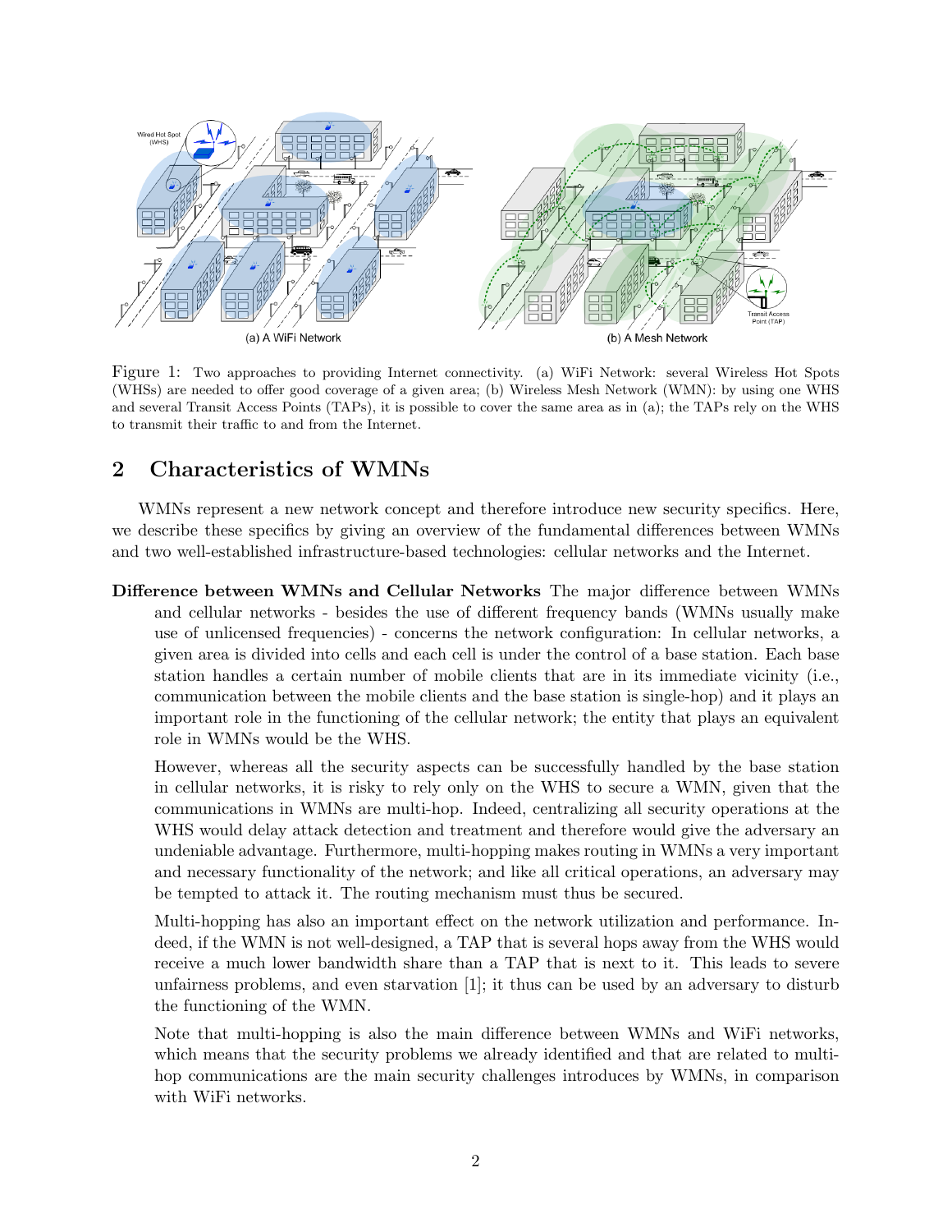Figure 1: Two approaches to providing Internet connectivity. (a) WiFi Network: several Wireless Hot Spots (WHSs) are needed to offer good coverage of a given area; (b) Wireless Mesh Network (WMN): by using one WHS and several Transit Access Points (TAPs), it is possible to cover the same area as in (a); the TAPs rely on the WHS to transmit their traffic to and from the Internet.

## 2 Characteristics of WMNs

WMNs represent a new network concept and therefore introduce new security specifics. Here, we describe these specifics by giving an overview of the fundamental differences between WMNs and two well-established infrastructure-based technologies: cellular networks and the Internet.

**Difference between WMNs and Cellular Networks** The major difference between WMNs and cellular networks - besides the use of different frequency bands (WMNs usually make use of unlicensed frequencies) - concerns the network configuration: In cellular networks, a given area is divided into cells and each cell is under the control of a base station. Each base station handles a certain number of mobile clients that are in its immediate vicinity (i.e., communication between the mobile clients and the base station is single-hop) and it plays an important role in the functioning of the cellular network; the entity that plays an equivalent role in WMNs would be the WHS.

However, whereas all the security aspects can be successfully handled by the base station in cellular networks, it is risky to rely only on the WHS to secure a WMN, given that the communications in WMNs are multi-hop. Indeed, centralizing all security operations at the WHS would delay attack detection and treatment and therefore would give the adversary an undeniable advantage. Furthermore, multi-hopping makes routing in WMNs a very important and necessary functionality of the network; and like all critical operations, an adversary may be tempted to attack it. The routing mechanism must thus be secured.

Multi-hopping has also an important effect on the network utilization and performance. Indeed, if the WMN is not well-designed, a TAP that is several hops away from the WHS would receive a much lower bandwidth share than a TAP that is next to it. This leads to severe unfairness problems, and even starvation [1]; it thus can be used by an adversary to disturb the functioning of the WMN.

Note that multi-hopping is also the main difference between WMNs and WiFi networks, which means that the security problems we already identified and that are related to multi-hop communications are the main security challenges introduces by WMNs, in comparison with WiFi networks.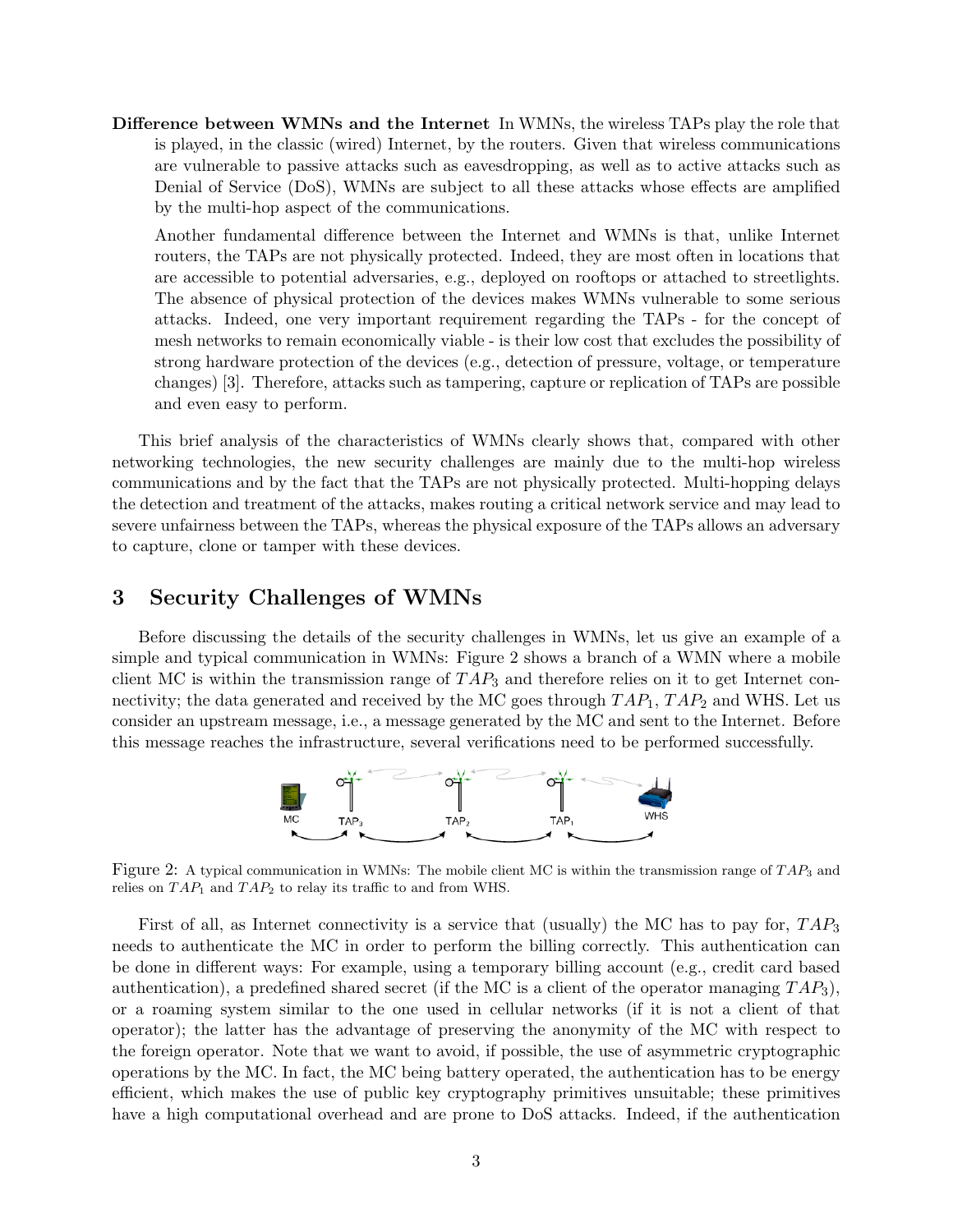**Difference between WMNs and the Internet** In WMNs, the wireless TAPs play the role that is played, in the classic (wired) Internet, by the routers. Given that wireless communications are vulnerable to passive attacks such as eavesdropping, as well as to active attacks such as Denial of Service (DoS), WMNs are subject to all these attacks whose effects are amplified by the multi-hop aspect of the communications.

Another fundamental difference between the Internet and WMNs is that, unlike Internet routers, the TAPs are not physically protected. Indeed, they are most often in locations that are accessible to potential adversaries, e.g., deployed on rooftops or attached to streetlights. The absence of physical protection of the devices makes WMNs vulnerable to some serious attacks. Indeed, one very important requirement regarding the TAPs - for the concept of mesh networks to remain economically viable - is their low cost that excludes the possibility of strong hardware protection of the devices (e.g., detection of pressure, voltage, or temperature changes) [3]. Therefore, attacks such as tampering, capture or replication of TAPs are possible and even easy to perform.

This brief analysis of the characteristics of WMNs clearly shows that, compared with other networking technologies, the new security challenges are mainly due to the multi-hop wireless communications and by the fact that the TAPs are not physically protected. Multi-hopping delays the detection and treatment of the attacks, makes routing a critical network service and may lead to severe unfairness between the TAPs, whereas the physical exposure of the TAPs allows an adversary to capture, clone or tamper with these devices.

## 3 Security Challenges of WMNs

Before discussing the details of the security challenges in WMNs, let us give an example of a simple and typical communication in WMNs: Figure 2 shows a branch of a WMN where a mobile client MC is within the transmission range of $TAP_3$ and therefore relies on it to get Internet connectivity; the data generated and received by the MC goes through $TAP_1$, $TAP_2$ and WHS. Let us consider an upstream message, i.e., a message generated by the MC and sent to the Internet. Before this message reaches the infrastructure, several verifications need to be performed successfully.

Figure 2: A typical communication in WMNs: The mobile client MC is within the transmission range of $TAP_3$ and relies on $TAP_1$ and $TAP_2$ to relay its traffic to and from WHS.

First of all, as Internet connectivity is a service that (usually) the MC has to pay for, $TAP_3$ needs to authenticate the MC in order to perform the billing correctly. This authentication can be done in different ways: For example, using a temporary billing account (e.g., credit card based authentication), a predefined shared secret (if the MC is a client of the operator managing $TAP_3$), or a roaming system similar to the one used in cellular networks (if it is not a client of that operator); the latter has the advantage of preserving the anonymity of the MC with respect to the foreign operator. Note that we want to avoid, if possible, the use of asymmetric cryptographic operations by the MC. In fact, the MC being battery operated, the authentication has to be energy efficient, which makes the use of public key cryptography primitives unsuitable; these primitives have a high computational overhead and are prone to DoS attacks. Indeed, if the authentication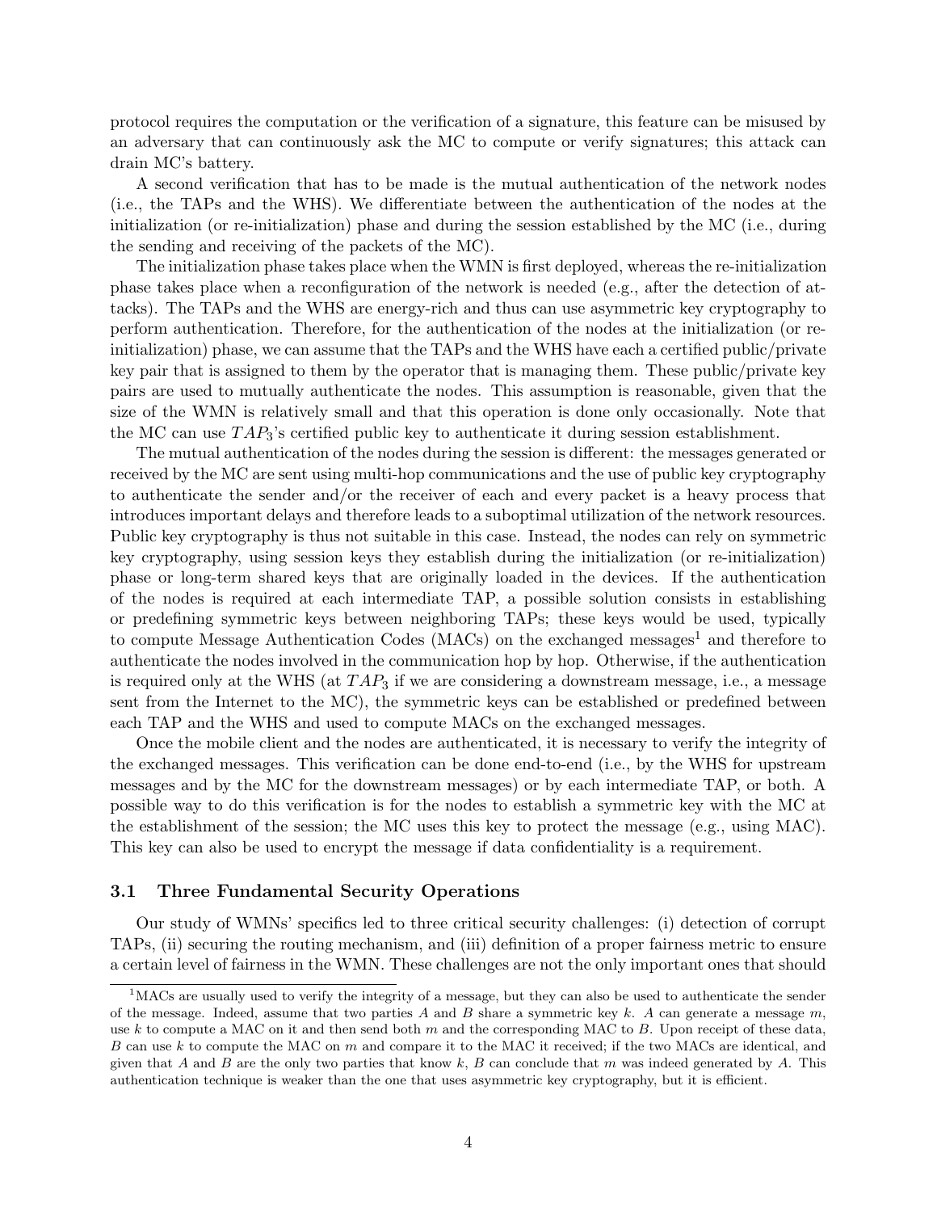protocol requires the computation or the verification of a signature, this feature can be misused by an adversary that can continuously ask the MC to compute or verify signatures; this attack can drain MC's battery.

A second verification that has to be made is the mutual authentication of the network nodes (i.e., the TAPs and the WHS). We differentiate between the authentication of the nodes at the initialization (or re-initialization) phase and during the session established by the MC (i.e., during the sending and receiving of the packets of the MC).

The initialization phase takes place when the WMN is first deployed, whereas the re-initialization phase takes place when a reconfiguration of the network is needed (e.g., after the detection of attacks). The TAPs and the WHS are energy-rich and thus can use asymmetric key cryptography to perform authentication. Therefore, for the authentication of the nodes at the initialization (or re-initialization) phase, we can assume that the TAPs and the WHS have each a certified public/private key pair that is assigned to them by the operator that is managing them. These public/private key pairs are used to mutually authenticate the nodes. This assumption is reasonable, given that the size of the WMN is relatively small and that this operation is done only occasionally. Note that the MC can use $TAP_3$'s certified public key to authenticate it during session establishment.

The mutual authentication of the nodes during the session is different: the messages generated or received by the MC are sent using multi-hop communications and the use of public key cryptography to authenticate the sender and/or the receiver of each and every packet is a heavy process that introduces important delays and therefore leads to a suboptimal utilization of the network resources. Public key cryptography is thus not suitable in this case. Instead, the nodes can rely on symmetric key cryptography, using session keys they establish during the initialization (or re-initialization) phase or long-term shared keys that are originally loaded in the devices. If the authentication of the nodes is required at each intermediate TAP, a possible solution consists in establishing or predefining symmetric keys between neighboring TAPs; these keys would be used, typically to compute Message Authentication Codes (MACs) on the exchanged messages[1] and therefore to authenticate the nodes involved in the communication hop by hop. Otherwise, if the authentication is required only at the WHS (at $TAP_3$ if we are considering a downstream message, i.e., a message sent from the Internet to the MC), the symmetric keys can be established or predefined between each TAP and the WHS and used to compute MACs on the exchanged messages.

Once the mobile client and the nodes are authenticated, it is necessary to verify the integrity of the exchanged messages. This verification can be done end-to-end (i.e., by the WHS for upstream messages and by the MC for the downstream messages) or by each intermediate TAP, or both. A possible way to do this verification is for the nodes to establish a symmetric key with the MC at the establishment of the session; the MC uses this key to protect the message (e.g., using MAC). This key can also be used to encrypt the message if data confidentiality is a requirement.

### 3.1 Three Fundamental Security Operations

Our study of WMNs' specifics led to three critical security challenges: (i) detection of corrupt TAPs, (ii) securing the routing mechanism, and (iii) definition of a proper fairness metric to ensure a certain level of fairness in the WMN. These challenges are not the only important ones that should

[1] MACs are usually used to verify the integrity of a message, but they can also be used to authenticate the sender of the message. Indeed, assume that two parties $A$ and $B$ share a symmetric key $k$. $A$ can generate a message $m$, use $k$ to compute a MAC on it and then send both $m$ and the corresponding MAC to $B$. Upon receipt of these data, $B$ can use $k$ to compute the MAC on $m$ and compare it to the MAC it received; if the two MACs are identical, and given that $A$ and $B$ are the only two parties that know $k$, $B$ can conclude that $m$ was indeed generated by $A$. This authentication technique is weaker than the one that uses asymmetric key cryptography, but it is efficient.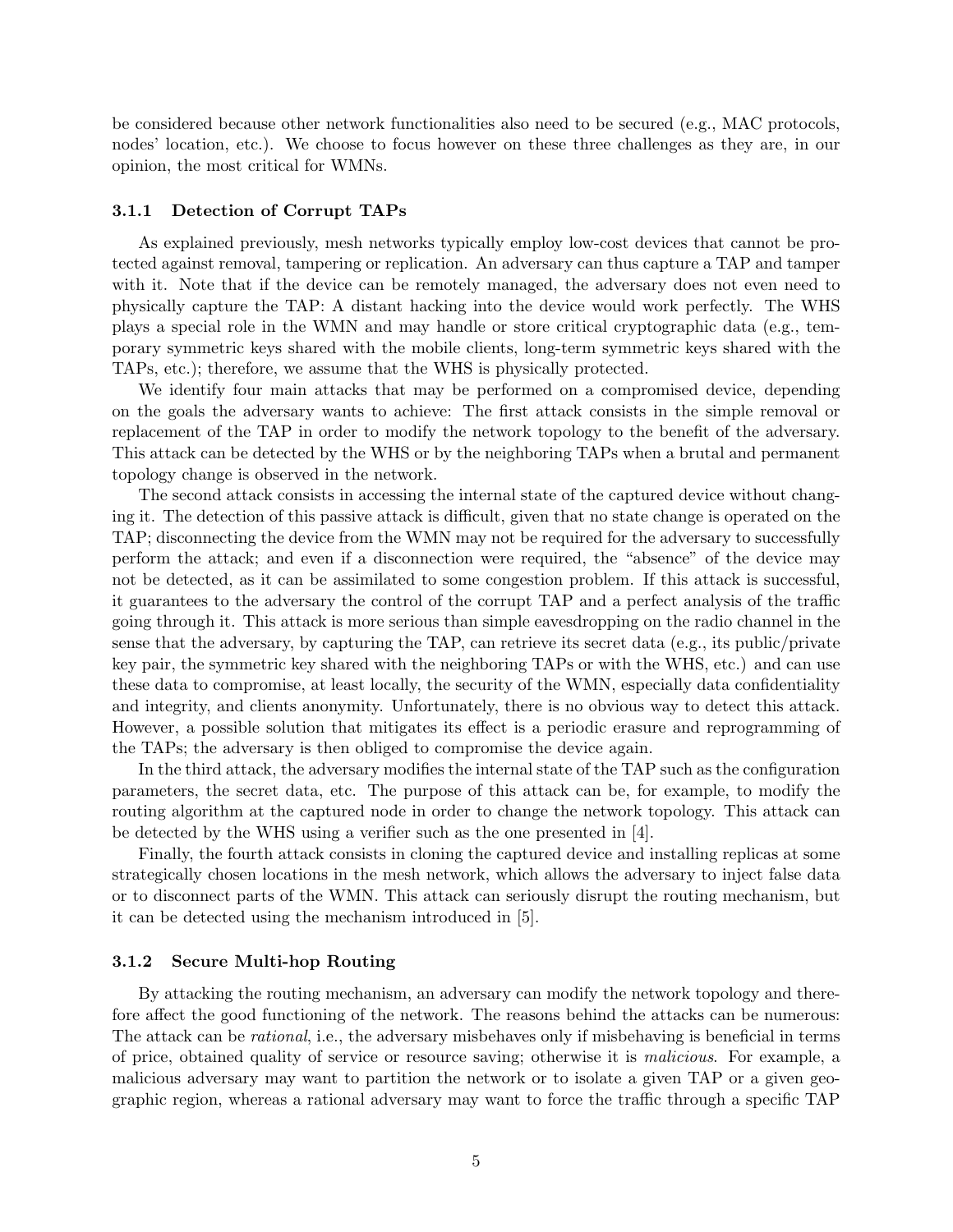be considered because other network functionalities also need to be secured (e.g., MAC protocols, nodes' location, etc.). We choose to focus however on these three challenges as they are, in our opinion, the most critical for WMNs.

### 3.1.1 Detection of Corrupt TAPs

As explained previously, mesh networks typically employ low-cost devices that cannot be protected against removal, tampering or replication. An adversary can thus capture a TAP and tamper with it. Note that if the device can be remotely managed, the adversary does not even need to physically capture the TAP: A distant hacking into the device would work perfectly. The WHS plays a special role in the WMN and may handle or store critical cryptographic data (e.g., temporary symmetric keys shared with the mobile clients, long-term symmetric keys shared with the TAPs, etc.); therefore, we assume that the WHS is physically protected.

We identify four main attacks that may be performed on a compromised device, depending on the goals the adversary wants to achieve: The first attack consists in the simple removal or replacement of the TAP in order to modify the network topology to the benefit of the adversary. This attack can be detected by the WHS or by the neighboring TAPs when a brutal and permanent topology change is observed in the network.

The second attack consists in accessing the internal state of the captured device without changing it. The detection of this passive attack is difficult, given that no state change is operated on the TAP; disconnecting the device from the WMN may not be required for the adversary to successfully perform the attack; and even if a disconnection were required, the "absence" of the device may not be detected, as it can be assimilated to some congestion problem. If this attack is successful, it guarantees to the adversary the control of the corrupt TAP and a perfect analysis of the traffic going through it. This attack is more serious than simple eavesdropping on the radio channel in the sense that the adversary, by capturing the TAP, can retrieve its secret data (e.g., its public/private key pair, the symmetric key shared with the neighboring TAPs or with the WHS, etc.) and can use these data to compromise, at least locally, the security of the WMN, especially data confidentiality and integrity, and clients anonymity. Unfortunately, there is no obvious way to detect this attack. However, a possible solution that mitigates its effect is a periodic erasure and reprogramming of the TAPs; the adversary is then obliged to compromise the device again.

In the third attack, the adversary modifies the internal state of the TAP such as the configuration parameters, the secret data, etc. The purpose of this attack can be, for example, to modify the routing algorithm at the captured node in order to change the network topology. This attack can be detected by the WHS using a verifier such as the one presented in [4].

Finally, the fourth attack consists in cloning the captured device and installing replicas at some strategically chosen locations in the mesh network, which allows the adversary to inject false data or to disconnect parts of the WMN. This attack can seriously disrupt the routing mechanism, but it can be detected using the mechanism introduced in [5].

### 3.1.2 Secure Multi-hop Routing

By attacking the routing mechanism, an adversary can modify the network topology and therefore affect the good functioning of the network. The reasons behind the attacks can be numerous: The attack can be *rational*, i.e., the adversary misbehaves only if misbehaving is beneficial in terms of price, obtained quality of service or resource saving; otherwise it is *malicious*. For example, a malicious adversary may want to partition the network or to isolate a given TAP or a given geographic region, whereas a rational adversary may want to force the traffic through a specific TAP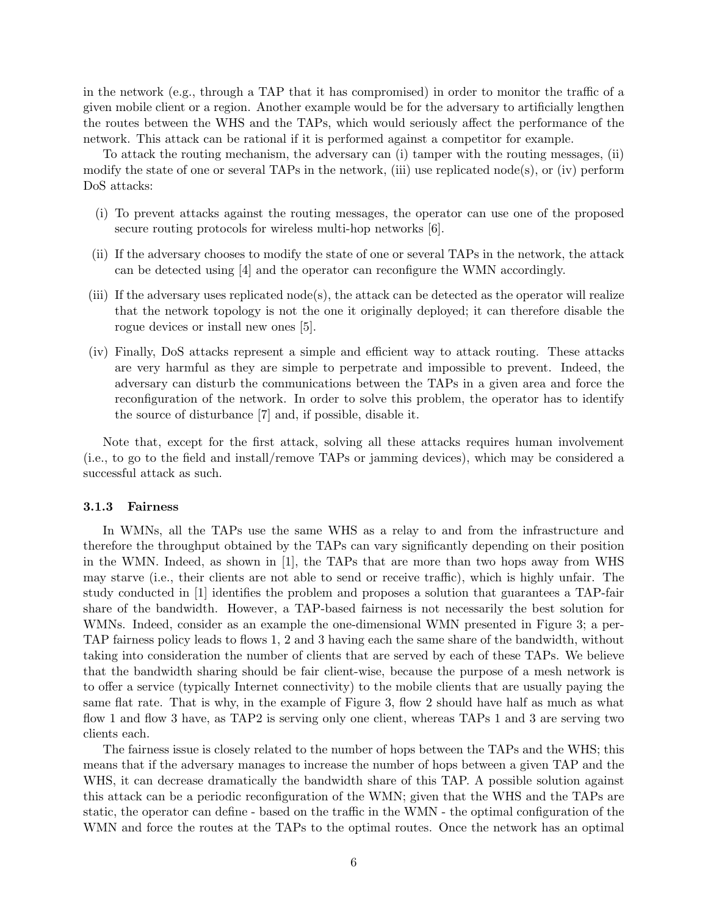in the network (e.g., through a TAP that it has compromised) in order to monitor the traffic of a given mobile client or a region. Another example would be for the adversary to artificially lengthen the routes between the WHS and the TAPs, which would seriously affect the performance of the network. This attack can be rational if it is performed against a competitor for example.

To attack the routing mechanism, the adversary can (i) tamper with the routing messages, (ii) modify the state of one or several TAPs in the network, (iii) use replicated node(s), or (iv) perform DoS attacks:

(i) To prevent attacks against the routing messages, the operator can use one of the proposed secure routing protocols for wireless multi-hop networks [6].

(ii) If the adversary chooses to modify the state of one or several TAPs in the network, the attack can be detected using [4] and the operator can reconfigure the WMN accordingly.

(iii) If the adversary uses replicated node(s), the attack can be detected as the operator will realize that the network topology is not the one it originally deployed; it can therefore disable the rogue devices or install new ones [5].

(iv) Finally, DoS attacks represent a simple and efficient way to attack routing. These attacks are very harmful as they are simple to perpetrate and impossible to prevent. Indeed, the adversary can disturb the communications between the TAPs in a given area and force the reconfiguration of the network. In order to solve this problem, the operator has to identify the source of disturbance [7] and, if possible, disable it.

Note that, except for the first attack, solving all these attacks requires human involvement (i.e., to go to the field and install/remove TAPs or jamming devices), which may be considered a successful attack as such.

### 3.1.3 Fairness

In WMNs, all the TAPs use the same WHS as a relay to and from the infrastructure and therefore the throughput obtained by the TAPs can vary significantly depending on their position in the WMN. Indeed, as shown in [1], the TAPs that are more than two hops away from WHS may starve (i.e., their clients are not able to send or receive traffic), which is highly unfair. The study conducted in [1] identifies the problem and proposes a solution that guarantees a TAP-fair share of the bandwidth. However, a TAP-based fairness is not necessarily the best solution for WMNs. Indeed, consider as an example the one-dimensional WMN presented in Figure 3; a per-TAP fairness policy leads to flows 1, 2 and 3 having each the same share of the bandwidth, without taking into consideration the number of clients that are served by each of these TAPs. We believe that the bandwidth sharing should be fair client-wise, because the purpose of a mesh network is to offer a service (typically Internet connectivity) to the mobile clients that are usually paying the same flat rate. That is why, in the example of Figure 3, flow 2 should have half as much as what flow 1 and flow 3 have, as TAP2 is serving only one client, whereas TAPs 1 and 3 are serving two clients each.

The fairness issue is closely related to the number of hops between the TAPs and the WHS; this means that if the adversary manages to increase the number of hops between a given TAP and the WHS, it can decrease dramatically the bandwidth share of this TAP. A possible solution against this attack can be a periodic reconfiguration of the WMN; given that the WHS and the TAPs are static, the operator can define - based on the traffic in the WMN - the optimal configuration of the WMN and force the routes at the TAPs to the optimal routes. Once the network has an optimal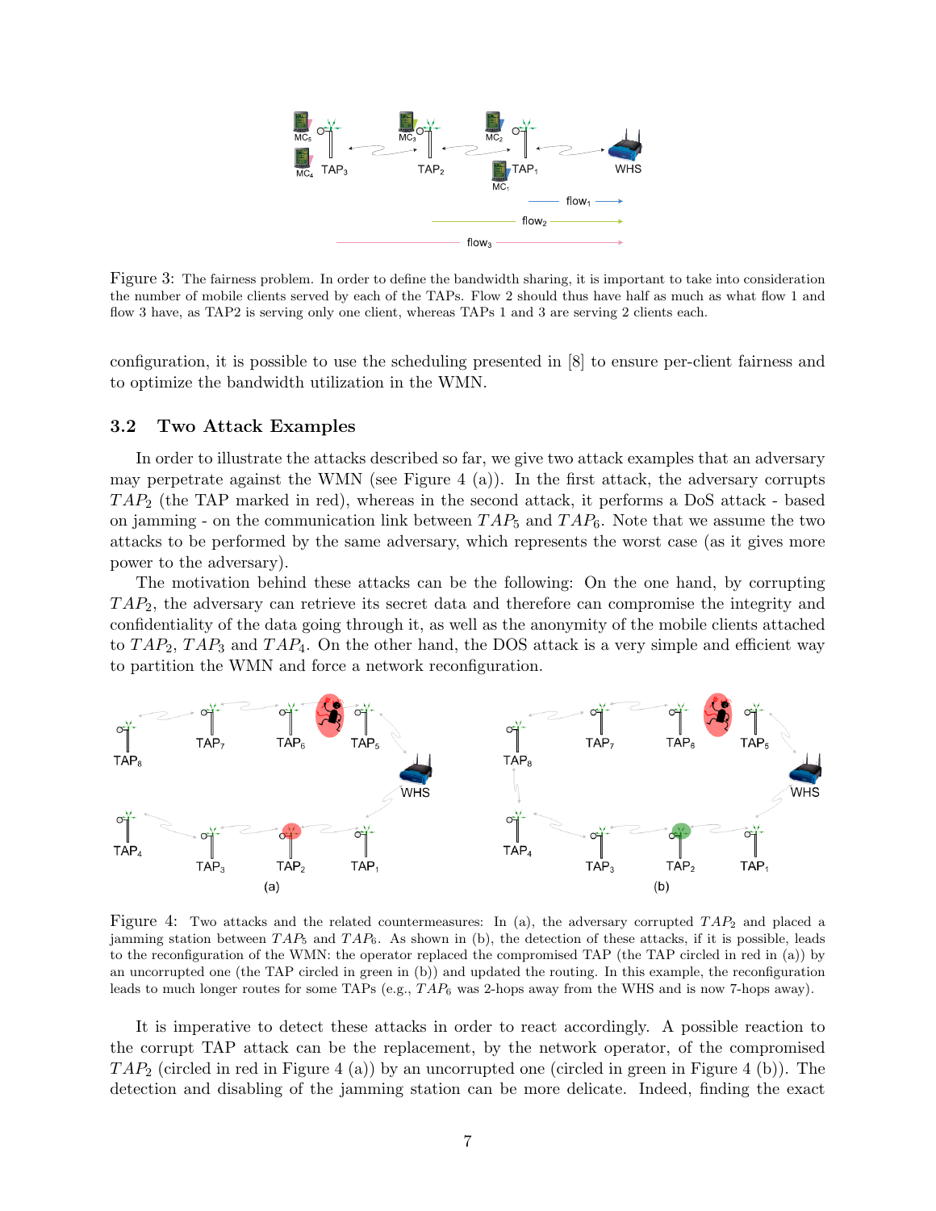Figure 3: The fairness problem. In order to define the bandwidth sharing, it is important to take into consideration the number of mobile clients served by each of the TAPs. Flow 2 should thus have half as much as what flow 1 and flow 3 have, as TAP2 is serving only one client, whereas TAPs 1 and 3 are serving 2 clients each.

configuration, it is possible to use the scheduling presented in [8] to ensure per-client fairness and to optimize the bandwidth utilization in the WMN.

### 3.2 Two Attack Examples

In order to illustrate the attacks described so far, we give two attack examples that an adversary may perpetrate against the WMN (see Figure 4 (a)). In the first attack, the adversary corrupts $TAP_2$ (the TAP marked in red), whereas in the second attack, it performs a DoS attack - based on jamming - on the communication link between $TAP_5$ and $TAP_6$. Note that we assume the two attacks to be performed by the same adversary, which represents the worst case (as it gives more power to the adversary).

The motivation behind these attacks can be the following: On the one hand, by corrupting $TAP_2$, the adversary can retrieve its secret data and therefore can compromise the integrity and confidentiality of the data going through it, as well as the anonymity of the mobile clients attached to $TAP_2$, $TAP_3$ and $TAP_4$. On the other hand, the DOS attack is a very simple and efficient way to partition the WMN and force a network reconfiguration.

Figure 4: Two attacks and the related countermeasures: In (a), the adversary corrupted $TAP_2$ and placed a jamming station between $TAP_5$ and $TAP_6$. As shown in (b), the detection of these attacks, if it is possible, leads to the reconfiguration of the WMN: the operator replaced the compromised TAP (the TAP circled in red in (a)) by an uncorrupted one (the TAP circled in green in (b)) and updated the routing. In this example, the reconfiguration leads to much longer routes for some TAPs (e.g., $TAP_6$ was 2-hops away from the WHS and is now 7-hops away).

It is imperative to detect these attacks in order to react accordingly. A possible reaction to the corrupt TAP attack can be the replacement, by the network operator, of the compromised $TAP_2$ (circled in red in Figure 4 (a)) by an uncorrupted one (circled in green in Figure 4 (b)). The detection and disabling of the jamming station can be more delicate. Indeed, finding the exact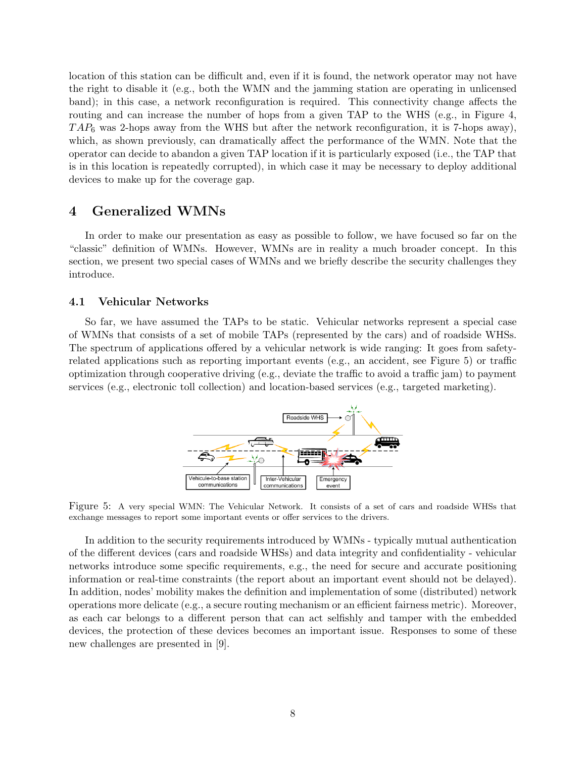location of this station can be difficult and, even if it is found, the network operator may not have the right to disable it (e.g., both the WMN and the jamming station are operating in unlicensed band); in this case, a network reconfiguration is required. This connectivity change affects the routing and can increase the number of hops from a given TAP to the WHS (e.g., in Figure 4, $TAP_6$ was 2-hops away from the WHS but after the network reconfiguration, it is 7-hops away), which, as shown previously, can dramatically affect the performance of the WMN. Note that the operator can decide to abandon a given TAP location if it is particularly exposed (i.e., the TAP that is in this location is repeatedly corrupted), in which case it may be necessary to deploy additional devices to make up for the coverage gap.

# 4 Generalized WMNs

In order to make our presentation as easy as possible to follow, we have focused so far on the "classic" definition of WMNs. However, WMNs are in reality a much broader concept. In this section, we present two special cases of WMNs and we briefly describe the security challenges they introduce.

## 4.1 Vehicular Networks

So far, we have assumed the TAPs to be static. Vehicular networks represent a special case of WMNs that consists of a set of mobile TAPs (represented by the cars) and of roadside WHSs. The spectrum of applications offered by a vehicular network is wide ranging: It goes from safety-related applications such as reporting important events (e.g., an accident, see Figure 5) or traffic optimization through cooperative driving (e.g., deviate the traffic to avoid a traffic jam) to payment services (e.g., electronic toll collection) and location-based services (e.g., targeted marketing).

Figure 5: A very special WMN: The Vehicular Network. It consists of a set of cars and roadside WHSs that exchange messages to report some important events or offer services to the drivers.

In addition to the security requirements introduced by WMNs - typically mutual authentication of the different devices (cars and roadside WHSs) and data integrity and confidentiality - vehicular networks introduce some specific requirements, e.g., the need for secure and accurate positioning information or real-time constraints (the report about an important event should not be delayed). In addition, nodes' mobility makes the definition and implementation of some (distributed) network operations more delicate (e.g., a secure routing mechanism or an efficient fairness metric). Moreover, as each car belongs to a different person that can act selfishly and tamper with the embedded devices, the protection of these devices becomes an important issue. Responses to some of these new challenges are presented in [9].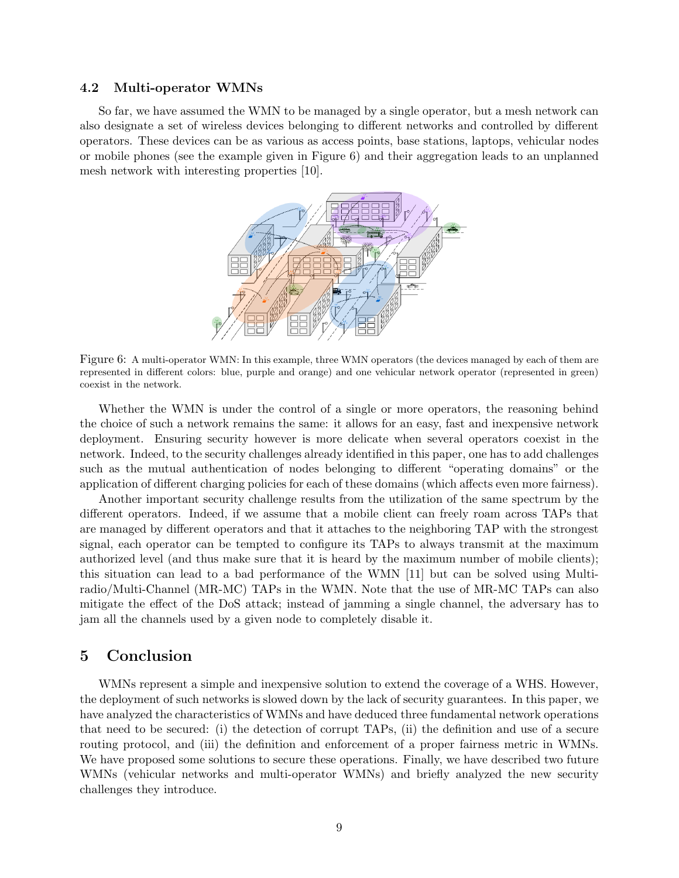### 4.2 Multi-operator WMNs

So far, we have assumed the WMN to be managed by a single operator, but a mesh network can also designate a set of wireless devices belonging to different networks and controlled by different operators. These devices can be as various as access points, base stations, laptops, vehicular nodes or mobile phones (see the example given in Figure 6) and their aggregation leads to an unplanned mesh network with interesting properties [10].

Figure 6: A multi-operator WMN: In this example, three WMN operators (the devices managed by each of them are represented in different colors: blue, purple and orange) and one vehicular network operator (represented in green) coexist in the network.

Whether the WMN is under the control of a single or more operators, the reasoning behind the choice of such a network remains the same: it allows for an easy, fast and inexpensive network deployment. Ensuring security however is more delicate when several operators coexist in the network. Indeed, to the security challenges already identified in this paper, one has to add challenges such as the mutual authentication of nodes belonging to different "operating domains" or the application of different charging policies for each of these domains (which affects even more fairness).

Another important security challenge results from the utilization of the same spectrum by the different operators. Indeed, if we assume that a mobile client can freely roam across TAPs that are managed by different operators and that it attaches to the neighboring TAP with the strongest signal, each operator can be tempted to configure its TAPs to always transmit at the maximum authorized level (and thus make sure that it is heard by the maximum number of mobile clients); this situation can lead to a bad performance of the WMN [11] but can be solved using Multi-radio/Multi-Channel (MR-MC) TAPs in the WMN. Note that the use of MR-MC TAPs can also mitigate the effect of the DoS attack; instead of jamming a single channel, the adversary has to jam all the channels used by a given node to completely disable it.

## 5 Conclusion

WMNs represent a simple and inexpensive solution to extend the coverage of a WHS. However, the deployment of such networks is slowed down by the lack of security guarantees. In this paper, we have analyzed the characteristics of WMNs and have deduced three fundamental network operations that need to be secured: (i) the detection of corrupt TAPs, (ii) the definition and use of a secure routing protocol, and (iii) the definition and enforcement of a proper fairness metric in WMNs. We have proposed some solutions to secure these operations. Finally, we have described two future WMNs (vehicular networks and multi-operator WMNs) and briefly analyzed the new security challenges they introduce.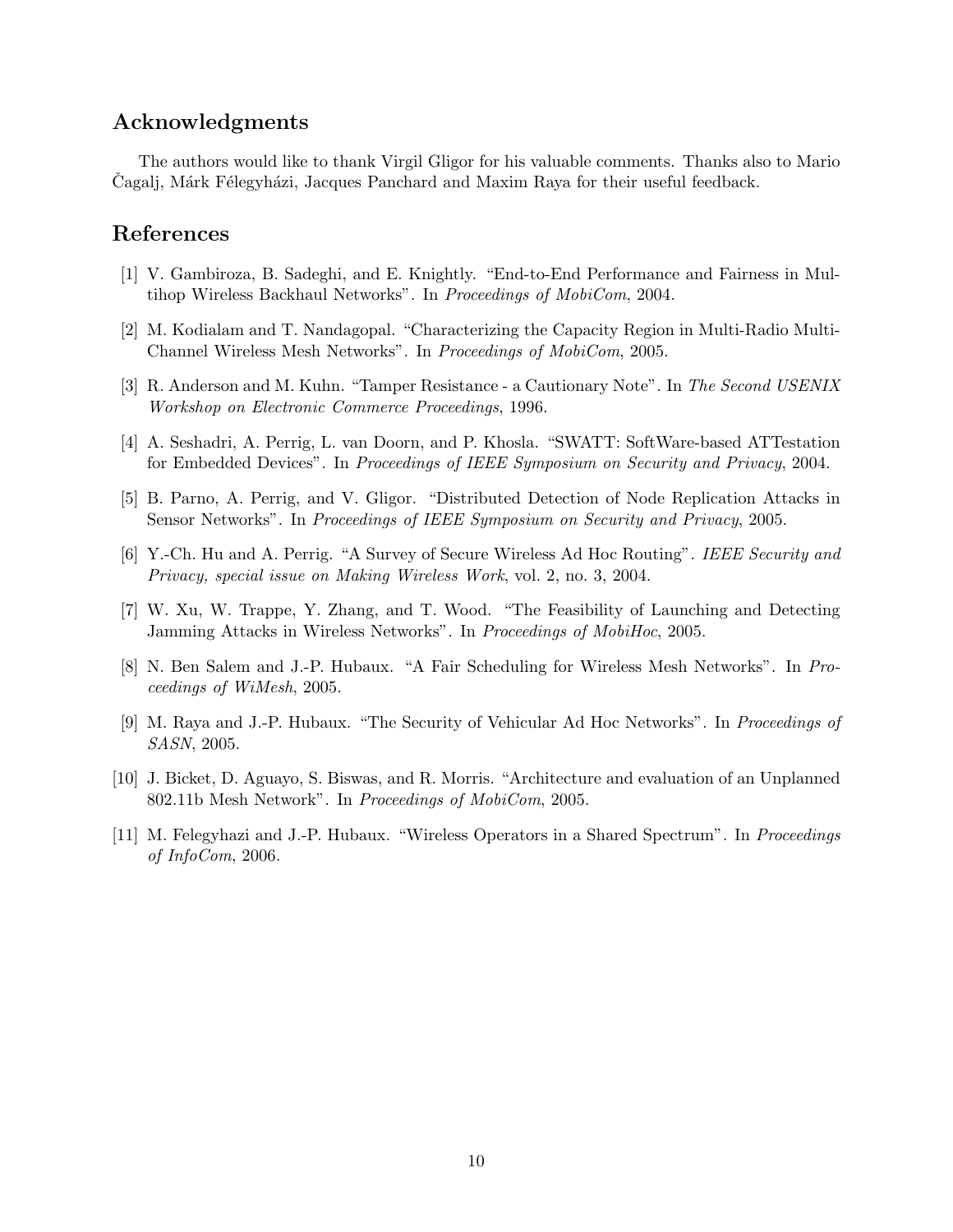## Acknowledgments

The authors would like to thank Virgil Gligor for his valuable comments. Thanks also to Mario Čagalj, Márk Félegyházi, Jacques Panchard and Maxim Raya for their useful feedback.

## References

[1] V. Gambiroza, B. Sadeghi, and E. Knightly. "End-to-End Performance and Fairness in Multihop Wireless Backhaul Networks". In *Proceedings of MobiCom*, 2004.

[2] M. Kodialam and T. Nandagopal. "Characterizing the Capacity Region in Multi-Radio Multi-Channel Wireless Mesh Networks". In *Proceedings of MobiCom*, 2005.

[3] R. Anderson and M. Kuhn. "Tamper Resistance - a Cautionary Note". In *The Second USENIX Workshop on Electronic Commerce Proceedings*, 1996.

[4] A. Seshadri, A. Perrig, L. van Doorn, and P. Khosla. "SWATT: SoftWare-based ATTestation for Embedded Devices". In *Proceedings of IEEE Symposium on Security and Privacy*, 2004.

[5] B. Parno, A. Perrig, and V. Gligor. "Distributed Detection of Node Replication Attacks in Sensor Networks". In *Proceedings of IEEE Symposium on Security and Privacy*, 2005.

[6] Y.-Ch. Hu and A. Perrig. "A Survey of Secure Wireless Ad Hoc Routing". *IEEE Security and Privacy, special issue on Making Wireless Work*, vol. 2, no. 3, 2004.

[7] W. Xu, W. Trappe, Y. Zhang, and T. Wood. "The Feasibility of Launching and Detecting Jamming Attacks in Wireless Networks". In *Proceedings of MobiHoc*, 2005.

[8] N. Ben Salem and J.-P. Hubaux. "A Fair Scheduling for Wireless Mesh Networks". In *Proceedings of WiMesh*, 2005.

[9] M. Raya and J.-P. Hubaux. "The Security of Vehicular Ad Hoc Networks". In *Proceedings of SASN*, 2005.

[10] J. Bicket, D. Aguayo, S. Biswas, and R. Morris. "Architecture and evaluation of an Unplanned 802.11b Mesh Network". In *Proceedings of MobiCom*, 2005.

[11] M. Felegyhazi and J.-P. Hubaux. "Wireless Operators in a Shared Spectrum". In *Proceedings of InfoCom*, 2006.